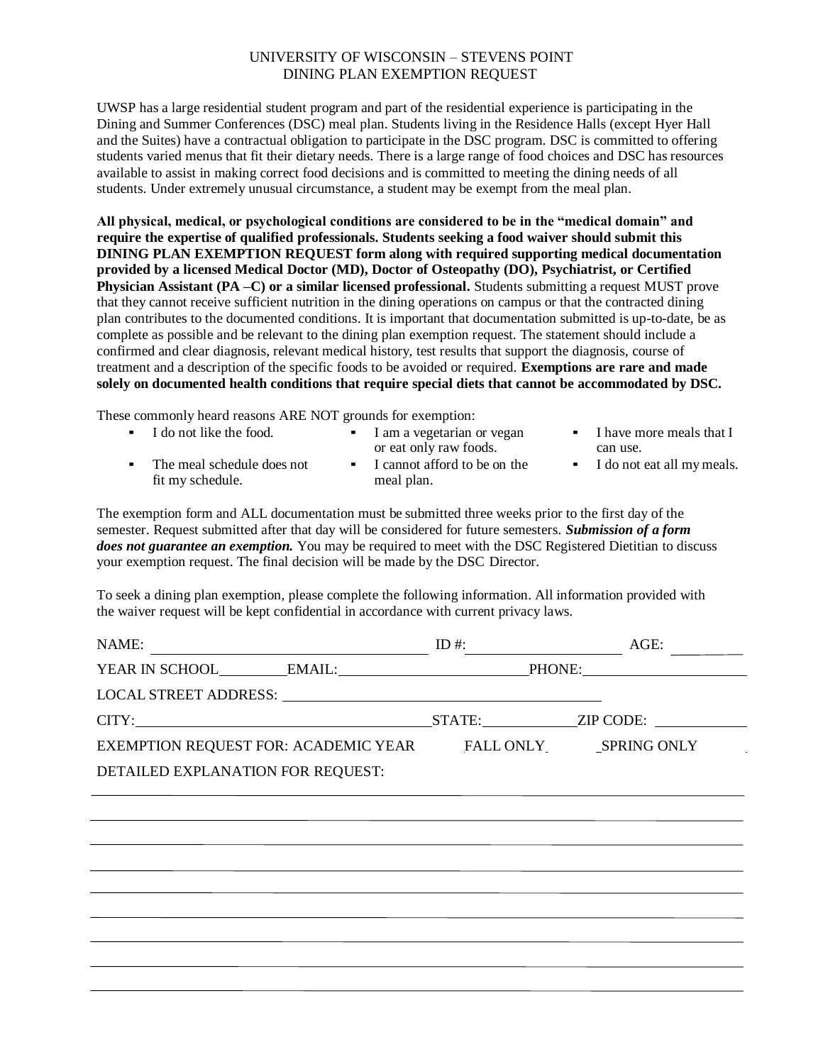# UNIVERSITY OF WISCONSIN – STEVENS POINT
## DINING PLAN EXEMPTION REQUEST

UWSP has a large residential student program and part of the residential experience is participating in the Dining and Summer Conferences (DSC) meal plan. Students living in the Residence Halls (except Hyer Hall and the Suites) have a contractual obligation to participate in the DSC program. DSC is committed to offering students varied menus that fit their dietary needs. There is a large range of food choices and DSC has resources available to assist in making correct food decisions and is committed to meeting the dining needs of all students. Under extremely unusual circumstance, a student may be exempt from the meal plan.

**All physical, medical, or psychological conditions are considered to be in the "medical domain" and require the expertise of qualified professionals. Students seeking a food waiver should submit this DINING PLAN EXEMPTION REQUEST form along with required supporting medical documentation provided by a licensed Medical Doctor (MD), Doctor of Osteopathy (DO), Psychiatrist, or Certified Physician Assistant (PA –C) or a similar licensed professional.** Students submitting a request MUST prove that they cannot receive sufficient nutrition in the dining operations on campus or that the contracted dining plan contributes to the documented conditions. It is important that documentation submitted is up-to-date, be as complete as possible and be relevant to the dining plan exemption request. The statement should include a confirmed and clear diagnosis, relevant medical history, test results that support the diagnosis, course of treatment and a description of the specific foods to be avoided or required. **Exemptions are rare and made solely on documented health conditions that require special diets that cannot be accommodated by DSC.**

These commonly heard reasons ARE NOT grounds for exemption:

- I do not like the food.
- The meal schedule does not fit my schedule.
- I am a vegetarian or vegan or eat only raw foods.
- I cannot afford to be on the meal plan.
- I have more meals that I can use.
- I do not eat all my meals.

The exemption form and ALL documentation must be submitted three weeks prior to the first day of the semester. Request submitted after that day will be considered for future semesters. ***Submission of a form does not guarantee an exemption.*** You may be required to meet with the DSC Registered Dietitian to discuss your exemption request. The final decision will be made by the DSC Director.

To seek a dining plan exemption, please complete the following information. All information provided with the waiver request will be kept confidential in accordance with current privacy laws.

NAME: ______________________ ID #: ______________ AGE: ________

YEAR IN SCHOOL ________ EMAIL: ______________________ PHONE: ______________

LOCAL STREET ADDRESS: ______________________________

CITY: ______________________ STATE: __________ ZIP CODE: __________

EXEMPTION REQUEST FOR: ACADEMIC YEAR ____ FALL ONLY ____ SPRING ONLY ____

DETAILED EXPLANATION FOR REQUEST:

______________________________________________________________________

______________________________________________________________________

______________________________________________________________________

______________________________________________________________________

______________________________________________________________________

______________________________________________________________________

______________________________________________________________________

______________________________________________________________________

______________________________________________________________________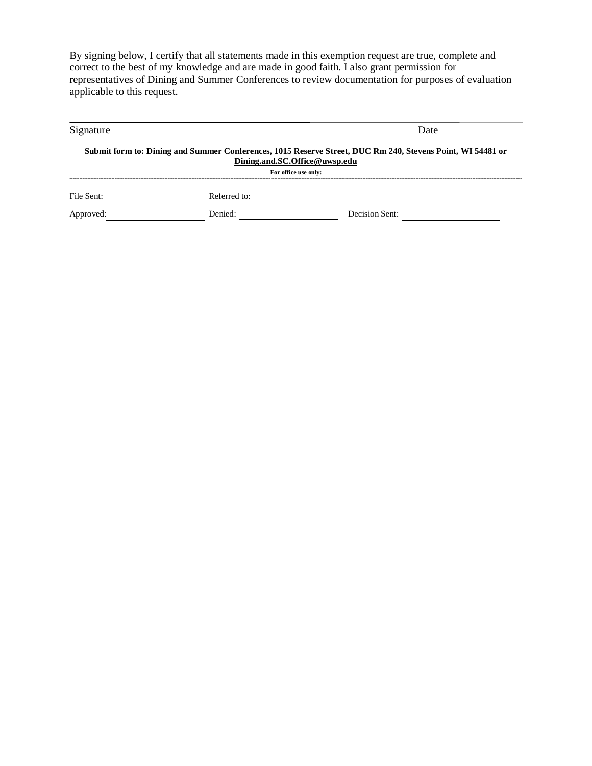By signing below, I certify that all statements made in this exemption request are true, complete and correct to the best of my knowledge and are made in good faith. I also grant permission for representatives of Dining and Summer Conferences to review documentation for purposes of evaluation applicable to this request.

\_\_\_\_\_\_\_\_\_\_\_\_\_\_\_\_\_\_\_\_\_\_\_\_\_\_\_\_\_\_\_\_\_\_\_\_\_\_\_\_\_\_\_\_\_\_\_\_\_\_\_\_\_\_\_\_\_\_\_\_\_\_\_\_\_\_\_\_\_\_\_\_\_\_\_\_

Signature                                                                                                                    Date

**Submit form to: Dining and Summer Conferences, 1015 Reserve Street, DUC Rm 240, Stevens Point, WI 54481 or Dining.and.SC.Office@uwsp.edu**

**For office use only:**

---

File Sent: \_\_\_\_\_\_\_\_\_\_\_\_\_\_\_\_\_\_\_\_ Referred to: \_\_\_\_\_\_\_\_\_\_\_\_\_\_\_\_\_\_\_\_

Approved: \_\_\_\_\_\_\_\_\_\_\_\_\_\_\_\_\_\_\_\_ Denied: \_\_\_\_\_\_\_\_\_\_\_\_\_\_\_\_\_\_\_\_ Decision Sent: \_\_\_\_\_\_\_\_\_\_\_\_\_\_\_\_\_\_\_\_